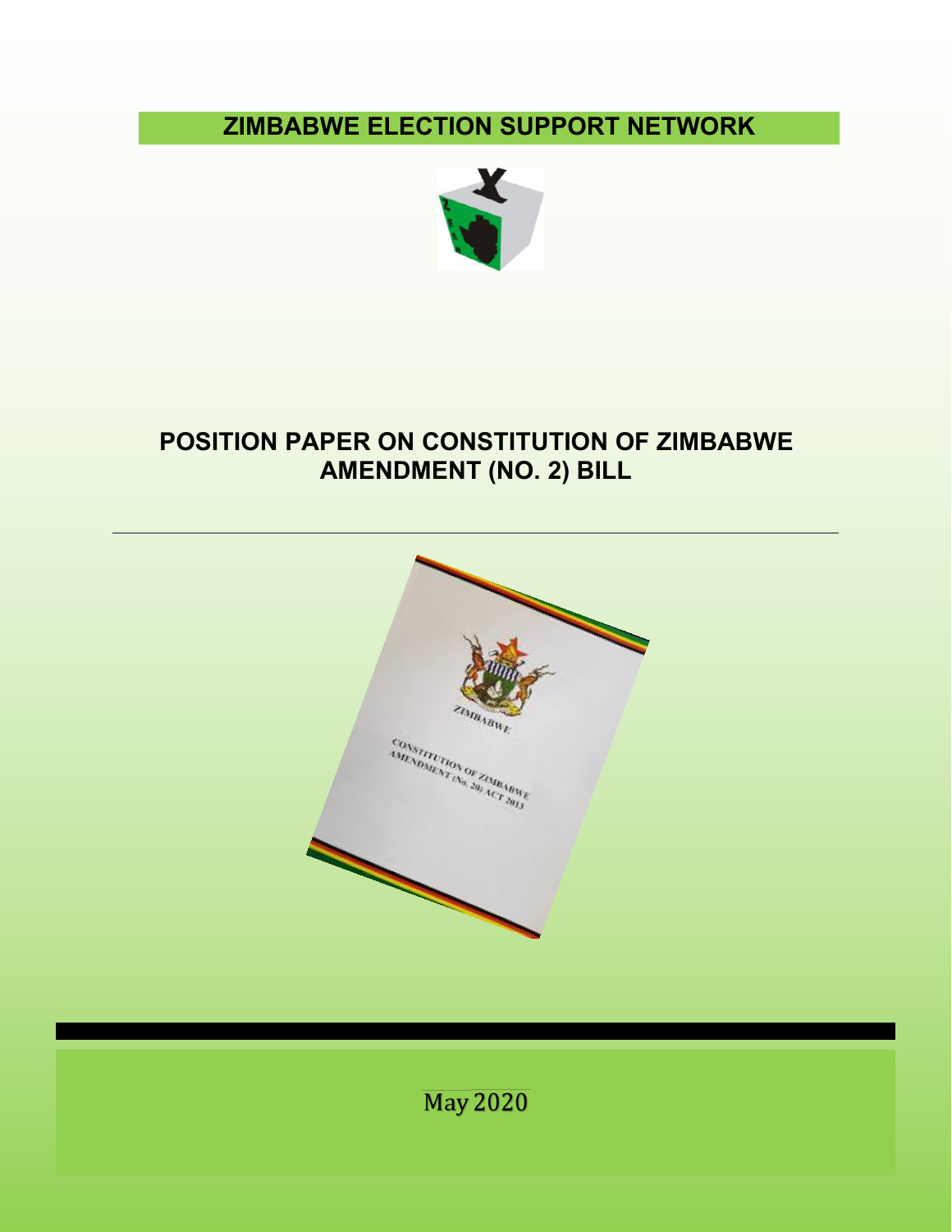# ZIMBABWE ELECTION SUPPORT NETWORK

# POSITION PAPER ON CONSTITUTION OF ZIMBABWE AMENDMENT (NO. 2) BILL

May 2020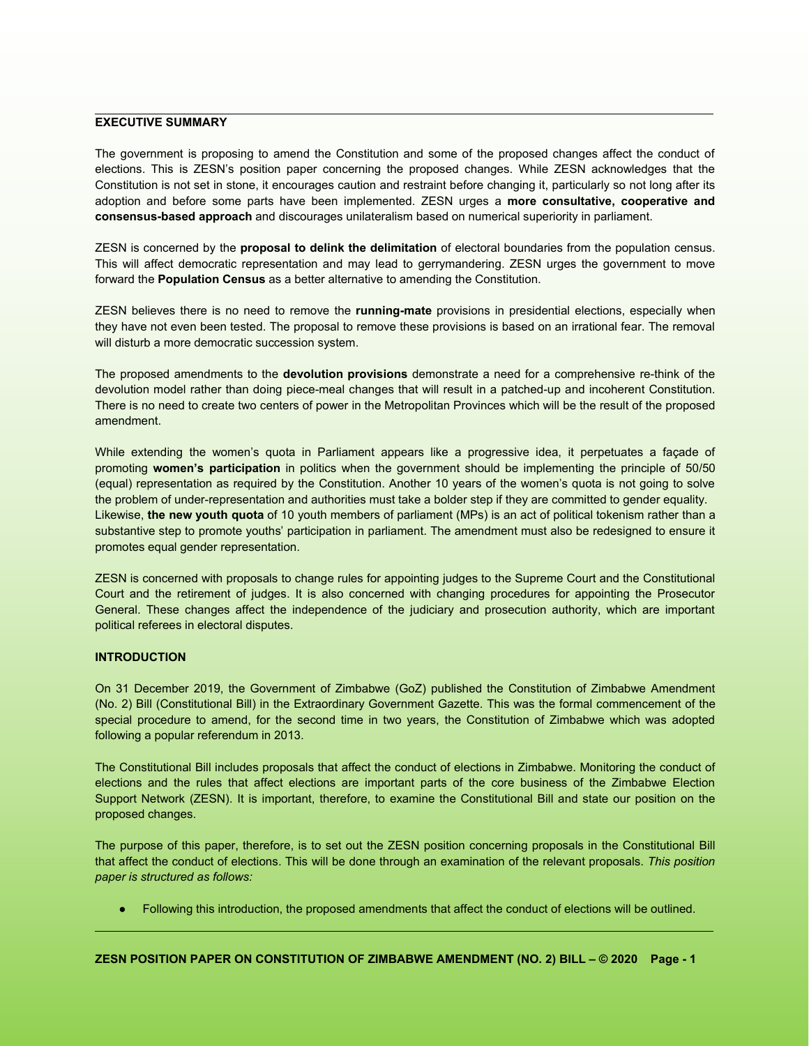## EXECUTIVE SUMMARY

The government is proposing to amend the Constitution and some of the proposed changes affect the conduct of elections. This is ZESN's position paper concerning the proposed changes. While ZESN acknowledges that the Constitution is not set in stone, it encourages caution and restraint before changing it, particularly so not long after its adoption and before some parts have been implemented. ZESN urges a **more consultative, cooperative and consensus-based approach** and discourages unilateralism based on numerical superiority in parliament.

ZESN is concerned by the **proposal to delink the delimitation** of electoral boundaries from the population census. This will affect democratic representation and may lead to gerrymandering. ZESN urges the government to move forward the **Population Census** as a better alternative to amending the Constitution.

ZESN believes there is no need to remove the **running-mate** provisions in presidential elections, especially when they have not even been tested. The proposal to remove these provisions is based on an irrational fear. The removal will disturb a more democratic succession system.

The proposed amendments to the **devolution provisions** demonstrate a need for a comprehensive re-think of the devolution model rather than doing piece-meal changes that will result in a patched-up and incoherent Constitution. There is no need to create two centers of power in the Metropolitan Provinces which will be the result of the proposed amendment.

While extending the women's quota in Parliament appears like a progressive idea, it perpetuates a façade of promoting **women's participation** in politics when the government should be implementing the principle of 50/50 (equal) representation as required by the Constitution. Another 10 years of the women's quota is not going to solve the problem of under-representation and authorities must take a bolder step if they are committed to gender equality. Likewise, **the new youth quota** of 10 youth members of parliament (MPs) is an act of political tokenism rather than a substantive step to promote youths' participation in parliament. The amendment must also be redesigned to ensure it promotes equal gender representation.

ZESN is concerned with proposals to change rules for appointing judges to the Supreme Court and the Constitutional Court and the retirement of judges. It is also concerned with changing procedures for appointing the Prosecutor General. These changes affect the independence of the judiciary and prosecution authority, which are important political referees in electoral disputes.

## INTRODUCTION

On 31 December 2019, the Government of Zimbabwe (GoZ) published the Constitution of Zimbabwe Amendment (No. 2) Bill (Constitutional Bill) in the Extraordinary Government Gazette. This was the formal commencement of the special procedure to amend, for the second time in two years, the Constitution of Zimbabwe which was adopted following a popular referendum in 2013.

The Constitutional Bill includes proposals that affect the conduct of elections in Zimbabwe. Monitoring the conduct of elections and the rules that affect elections are important parts of the core business of the Zimbabwe Election Support Network (ZESN). It is important, therefore, to examine the Constitutional Bill and state our position on the proposed changes.

The purpose of this paper, therefore, is to set out the ZESN position concerning proposals in the Constitutional Bill that affect the conduct of elections. This will be done through an examination of the relevant proposals. *This position paper is structured as follows:*

- Following this introduction, the proposed amendments that affect the conduct of elections will be outlined.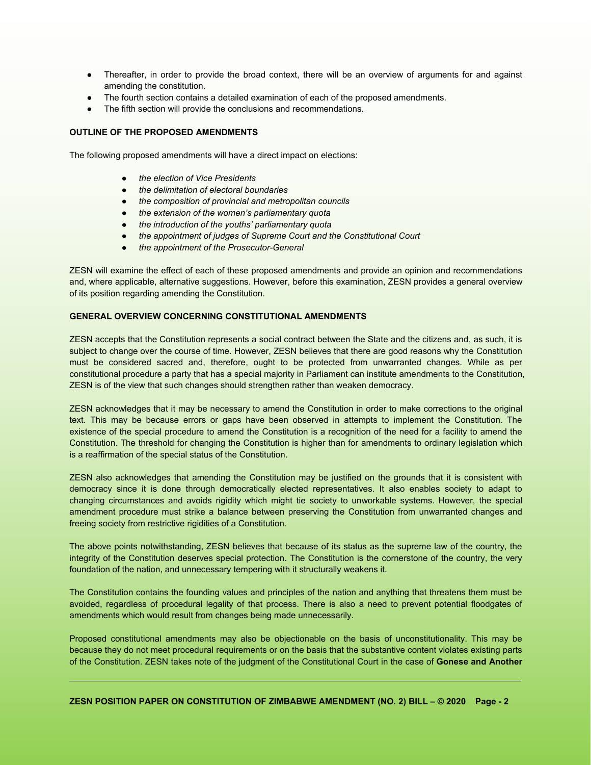- Thereafter, in order to provide the broad context, there will be an overview of arguments for and against amending the constitution.
- The fourth section contains a detailed examination of each of the proposed amendments.
- The fifth section will provide the conclusions and recommendations.

**OUTLINE OF THE PROPOSED AMENDMENTS**

The following proposed amendments will have a direct impact on elections:

- *the election of Vice Presidents*
- *the delimitation of electoral boundaries*
- *the composition of provincial and metropolitan councils*
- *the extension of the women's parliamentary quota*
- *the introduction of the youths' parliamentary quota*
- *the appointment of judges of Supreme Court and the Constitutional Court*
- *the appointment of the Prosecutor-General*

ZESN will examine the effect of each of these proposed amendments and provide an opinion and recommendations and, where applicable, alternative suggestions. However, before this examination, ZESN provides a general overview of its position regarding amending the Constitution.

**GENERAL OVERVIEW CONCERNING CONSTITUTIONAL AMENDMENTS**

ZESN accepts that the Constitution represents a social contract between the State and the citizens and, as such, it is subject to change over the course of time. However, ZESN believes that there are good reasons why the Constitution must be considered sacred and, therefore, ought to be protected from unwarranted changes. While as per constitutional procedure a party that has a special majority in Parliament can institute amendments to the Constitution, ZESN is of the view that such changes should strengthen rather than weaken democracy.

ZESN acknowledges that it may be necessary to amend the Constitution in order to make corrections to the original text. This may be because errors or gaps have been observed in attempts to implement the Constitution. The existence of the special procedure to amend the Constitution is a recognition of the need for a facility to amend the Constitution. The threshold for changing the Constitution is higher than for amendments to ordinary legislation which is a reaffirmation of the special status of the Constitution.

ZESN also acknowledges that amending the Constitution may be justified on the grounds that it is consistent with democracy since it is done through democratically elected representatives. It also enables society to adapt to changing circumstances and avoids rigidity which might tie society to unworkable systems. However, the special amendment procedure must strike a balance between preserving the Constitution from unwarranted changes and freeing society from restrictive rigidities of a Constitution.

The above points notwithstanding, ZESN believes that because of its status as the supreme law of the country, the integrity of the Constitution deserves special protection. The Constitution is the cornerstone of the country, the very foundation of the nation, and unnecessary tempering with it structurally weakens it.

The Constitution contains the founding values and principles of the nation and anything that threatens them must be avoided, regardless of procedural legality of that process. There is also a need to prevent potential floodgates of amendments which would result from changes being made unnecessarily.

Proposed constitutional amendments may also be objectionable on the basis of unconstitutionality. This may be because they do not meet procedural requirements or on the basis that the substantive content violates existing parts of the Constitution. ZESN takes note of the judgment of the Constitutional Court in the case of **Gonese and Another**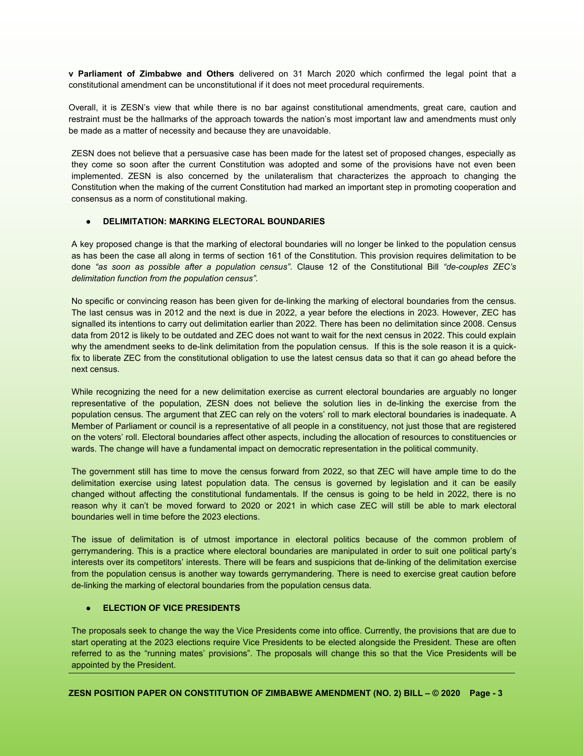**v Parliament of Zimbabwe and Others** delivered on 31 March 2020 which confirmed the legal point that a constitutional amendment can be unconstitutional if it does not meet procedural requirements.

Overall, it is ZESN's view that while there is no bar against constitutional amendments, great care, caution and restraint must be the hallmarks of the approach towards the nation's most important law and amendments must only be made as a matter of necessity and because they are unavoidable.

ZESN does not believe that a persuasive case has been made for the latest set of proposed changes, especially as they come so soon after the current Constitution was adopted and some of the provisions have not even been implemented. ZESN is also concerned by the unilateralism that characterizes the approach to changing the Constitution when the making of the current Constitution had marked an important step in promoting cooperation and consensus as a norm of constitutional making.

- **DELIMITATION: MARKING ELECTORAL BOUNDARIES**

A key proposed change is that the marking of electoral boundaries will no longer be linked to the population census as has been the case all along in terms of section 161 of the Constitution. This provision requires delimitation to be done *"as soon as possible after a population census"*. Clause 12 of the Constitutional Bill *"de-couples ZEC's delimitation function from the population census"*.

No specific or convincing reason has been given for de-linking the marking of electoral boundaries from the census. The last census was in 2012 and the next is due in 2022, a year before the elections in 2023. However, ZEC has signalled its intentions to carry out delimitation earlier than 2022. There has been no delimitation since 2008. Census data from 2012 is likely to be outdated and ZEC does not want to wait for the next census in 2022. This could explain why the amendment seeks to de-link delimitation from the population census. If this is the sole reason it is a quick-fix to liberate ZEC from the constitutional obligation to use the latest census data so that it can go ahead before the next census.

While recognizing the need for a new delimitation exercise as current electoral boundaries are arguably no longer representative of the population, ZESN does not believe the solution lies in de-linking the exercise from the population census. The argument that ZEC can rely on the voters' roll to mark electoral boundaries is inadequate. A Member of Parliament or council is a representative of all people in a constituency, not just those that are registered on the voters' roll. Electoral boundaries affect other aspects, including the allocation of resources to constituencies or wards. The change will have a fundamental impact on democratic representation in the political community.

The government still has time to move the census forward from 2022, so that ZEC will have ample time to do the delimitation exercise using latest population data. The census is governed by legislation and it can be easily changed without affecting the constitutional fundamentals. If the census is going to be held in 2022, there is no reason why it can't be moved forward to 2020 or 2021 in which case ZEC will still be able to mark electoral boundaries well in time before the 2023 elections.

The issue of delimitation is of utmost importance in electoral politics because of the common problem of gerrymandering. This is a practice where electoral boundaries are manipulated in order to suit one political party's interests over its competitors' interests. There will be fears and suspicions that de-linking of the delimitation exercise from the population census is another way towards gerrymandering. There is need to exercise great caution before de-linking the marking of electoral boundaries from the population census data.

- **ELECTION OF VICE PRESIDENTS**

The proposals seek to change the way the Vice Presidents come into office. Currently, the provisions that are due to start operating at the 2023 elections require Vice Presidents to be elected alongside the President. These are often referred to as the "running mates' provisions". The proposals will change this so that the Vice Presidents will be appointed by the President.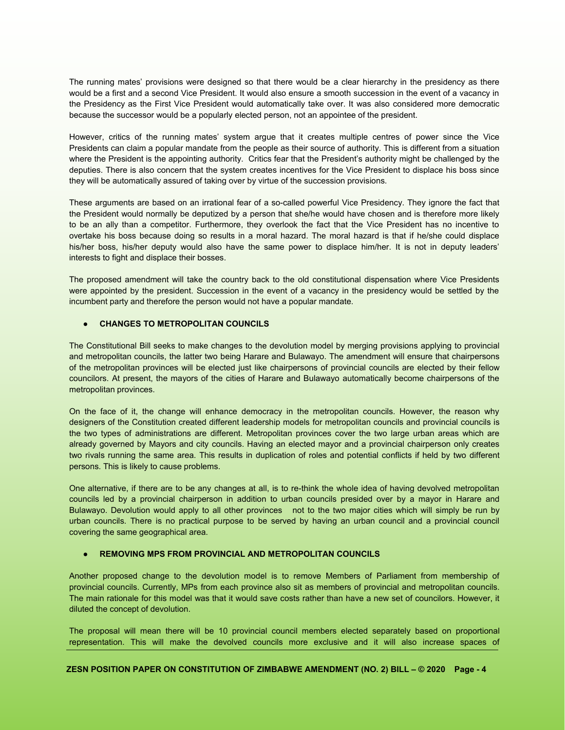The running mates' provisions were designed so that there would be a clear hierarchy in the presidency as there would be a first and a second Vice President. It would also ensure a smooth succession in the event of a vacancy in the Presidency as the First Vice President would automatically take over. It was also considered more democratic because the successor would be a popularly elected person, not an appointee of the president.

However, critics of the running mates' system argue that it creates multiple centres of power since the Vice Presidents can claim a popular mandate from the people as their source of authority. This is different from a situation where the President is the appointing authority. Critics fear that the President's authority might be challenged by the deputies. There is also concern that the system creates incentives for the Vice President to displace his boss since they will be automatically assured of taking over by virtue of the succession provisions.

These arguments are based on an irrational fear of a so-called powerful Vice Presidency. They ignore the fact that the President would normally be deputized by a person that she/he would have chosen and is therefore more likely to be an ally than a competitor. Furthermore, they overlook the fact that the Vice President has no incentive to overtake his boss because doing so results in a moral hazard. The moral hazard is that if he/she could displace his/her boss, his/her deputy would also have the same power to displace him/her. It is not in deputy leaders' interests to fight and displace their bosses.

The proposed amendment will take the country back to the old constitutional dispensation where Vice Presidents were appointed by the president. Succession in the event of a vacancy in the presidency would be settled by the incumbent party and therefore the person would not have a popular mandate.

- **CHANGES TO METROPOLITAN COUNCILS**

The Constitutional Bill seeks to make changes to the devolution model by merging provisions applying to provincial and metropolitan councils, the latter two being Harare and Bulawayo. The amendment will ensure that chairpersons of the metropolitan provinces will be elected just like chairpersons of provincial councils are elected by their fellow councilors. At present, the mayors of the cities of Harare and Bulawayo automatically become chairpersons of the metropolitan provinces.

On the face of it, the change will enhance democracy in the metropolitan councils. However, the reason why designers of the Constitution created different leadership models for metropolitan councils and provincial councils is the two types of administrations are different. Metropolitan provinces cover the two large urban areas which are already governed by Mayors and city councils. Having an elected mayor and a provincial chairperson only creates two rivals running the same area. This results in duplication of roles and potential conflicts if held by two different persons. This is likely to cause problems.

One alternative, if there are to be any changes at all, is to re-think the whole idea of having devolved metropolitan councils led by a provincial chairperson in addition to urban councils presided over by a mayor in Harare and Bulawayo. Devolution would apply to all other provinces not to the two major cities which will simply be run by urban councils. There is no practical purpose to be served by having an urban council and a provincial council covering the same geographical area.

- **REMOVING MPS FROM PROVINCIAL AND METROPOLITAN COUNCILS**

Another proposed change to the devolution model is to remove Members of Parliament from membership of provincial councils. Currently, MPs from each province also sit as members of provincial and metropolitan councils. The main rationale for this model was that it would save costs rather than have a new set of councilors. However, it diluted the concept of devolution.

The proposal will mean there will be 10 provincial council members elected separately based on proportional representation. This will make the devolved councils more exclusive and it will also increase spaces of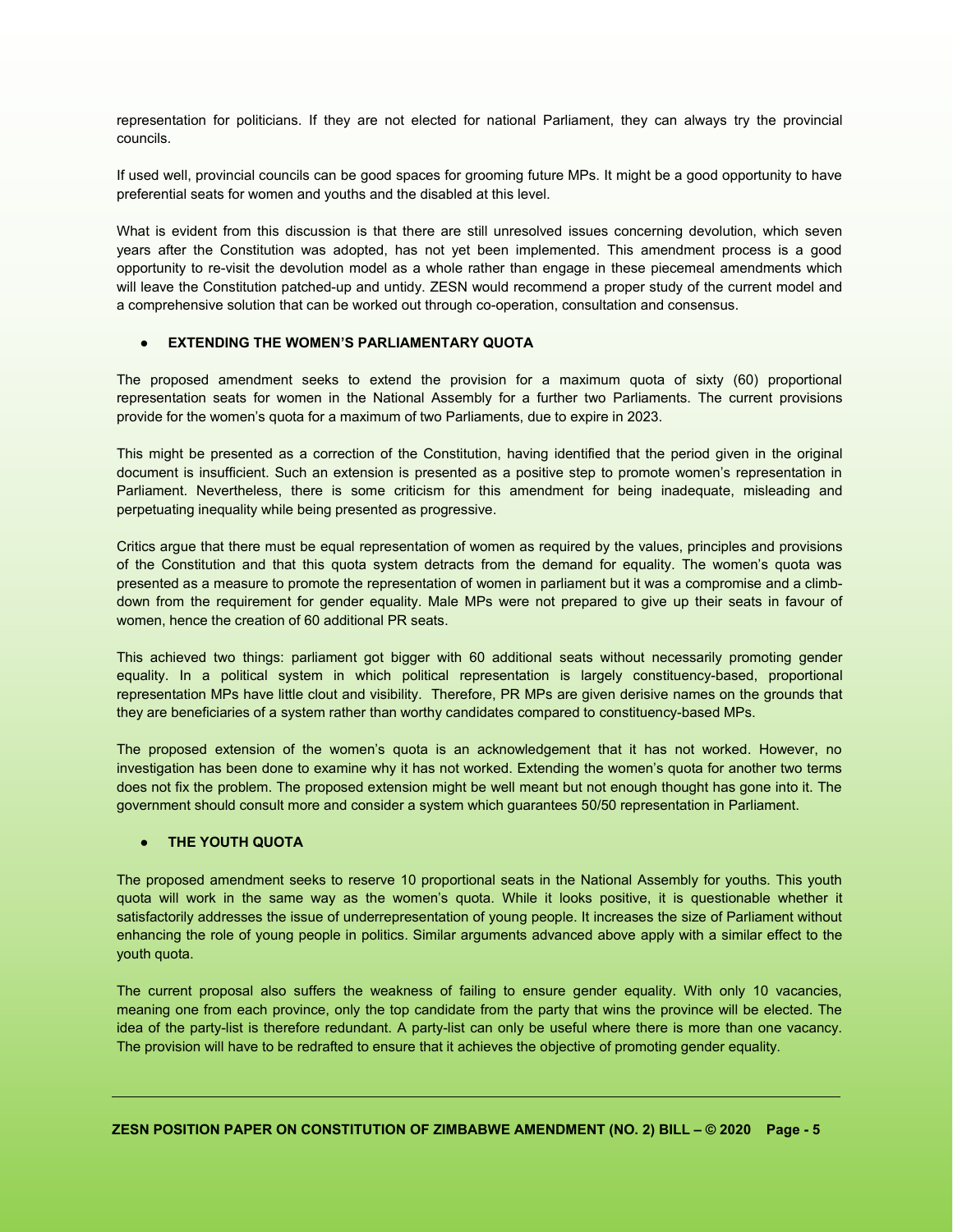representation for politicians. If they are not elected for national Parliament, they can always try the provincial councils.

If used well, provincial councils can be good spaces for grooming future MPs. It might be a good opportunity to have preferential seats for women and youths and the disabled at this level.

What is evident from this discussion is that there are still unresolved issues concerning devolution, which seven years after the Constitution was adopted, has not yet been implemented. This amendment process is a good opportunity to re-visit the devolution model as a whole rather than engage in these piecemeal amendments which will leave the Constitution patched-up and untidy. ZESN would recommend a proper study of the current model and a comprehensive solution that can be worked out through co-operation, consultation and consensus.

- **EXTENDING THE WOMEN'S PARLIAMENTARY QUOTA**

The proposed amendment seeks to extend the provision for a maximum quota of sixty (60) proportional representation seats for women in the National Assembly for a further two Parliaments. The current provisions provide for the women's quota for a maximum of two Parliaments, due to expire in 2023.

This might be presented as a correction of the Constitution, having identified that the period given in the original document is insufficient. Such an extension is presented as a positive step to promote women's representation in Parliament. Nevertheless, there is some criticism for this amendment for being inadequate, misleading and perpetuating inequality while being presented as progressive.

Critics argue that there must be equal representation of women as required by the values, principles and provisions of the Constitution and that this quota system detracts from the demand for equality. The women's quota was presented as a measure to promote the representation of women in parliament but it was a compromise and a climb-down from the requirement for gender equality. Male MPs were not prepared to give up their seats in favour of women, hence the creation of 60 additional PR seats.

This achieved two things: parliament got bigger with 60 additional seats without necessarily promoting gender equality. In a political system in which political representation is largely constituency-based, proportional representation MPs have little clout and visibility. Therefore, PR MPs are given derisive names on the grounds that they are beneficiaries of a system rather than worthy candidates compared to constituency-based MPs.

The proposed extension of the women's quota is an acknowledgement that it has not worked. However, no investigation has been done to examine why it has not worked. Extending the women's quota for another two terms does not fix the problem. The proposed extension might be well meant but not enough thought has gone into it. The government should consult more and consider a system which guarantees 50/50 representation in Parliament.

- **THE YOUTH QUOTA**

The proposed amendment seeks to reserve 10 proportional seats in the National Assembly for youths. This youth quota will work in the same way as the women's quota. While it looks positive, it is questionable whether it satisfactorily addresses the issue of underrepresentation of young people. It increases the size of Parliament without enhancing the role of young people in politics. Similar arguments advanced above apply with a similar effect to the youth quota.

The current proposal also suffers the weakness of failing to ensure gender equality. With only 10 vacancies, meaning one from each province, only the top candidate from the party that wins the province will be elected. The idea of the party-list is therefore redundant. A party-list can only be useful where there is more than one vacancy. The provision will have to be redrafted to ensure that it achieves the objective of promoting gender equality.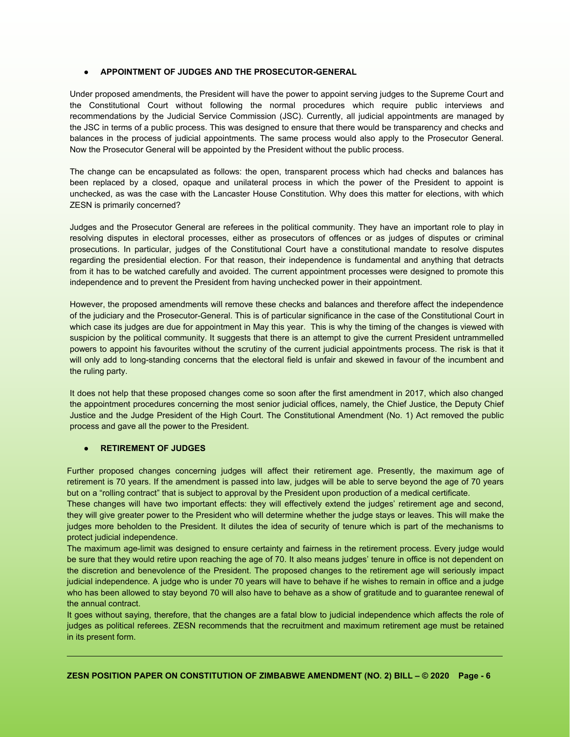- **APPOINTMENT OF JUDGES AND THE PROSECUTOR-GENERAL**

Under proposed amendments, the President will have the power to appoint serving judges to the Supreme Court and the Constitutional Court without following the normal procedures which require public interviews and recommendations by the Judicial Service Commission (JSC). Currently, all judicial appointments are managed by the JSC in terms of a public process. This was designed to ensure that there would be transparency and checks and balances in the process of judicial appointments. The same process would also apply to the Prosecutor General. Now the Prosecutor General will be appointed by the President without the public process.

The change can be encapsulated as follows: the open, transparent process which had checks and balances has been replaced by a closed, opaque and unilateral process in which the power of the President to appoint is unchecked, as was the case with the Lancaster House Constitution. Why does this matter for elections, with which ZESN is primarily concerned?

Judges and the Prosecutor General are referees in the political community. They have an important role to play in resolving disputes in electoral processes, either as prosecutors of offences or as judges of disputes or criminal prosecutions. In particular, judges of the Constitutional Court have a constitutional mandate to resolve disputes regarding the presidential election. For that reason, their independence is fundamental and anything that detracts from it has to be watched carefully and avoided. The current appointment processes were designed to promote this independence and to prevent the President from having unchecked power in their appointment.

However, the proposed amendments will remove these checks and balances and therefore affect the independence of the judiciary and the Prosecutor-General. This is of particular significance in the case of the Constitutional Court in which case its judges are due for appointment in May this year. This is why the timing of the changes is viewed with suspicion by the political community. It suggests that there is an attempt to give the current President untrammelled powers to appoint his favourites without the scrutiny of the current judicial appointments process. The risk is that it will only add to long-standing concerns that the electoral field is unfair and skewed in favour of the incumbent and the ruling party.

It does not help that these proposed changes come so soon after the first amendment in 2017, which also changed the appointment procedures concerning the most senior judicial offices, namely, the Chief Justice, the Deputy Chief Justice and the Judge President of the High Court. The Constitutional Amendment (No. 1) Act removed the public process and gave all the power to the President.

- **RETIREMENT OF JUDGES**

Further proposed changes concerning judges will affect their retirement age. Presently, the maximum age of retirement is 70 years. If the amendment is passed into law, judges will be able to serve beyond the age of 70 years but on a "rolling contract" that is subject to approval by the President upon production of a medical certificate.

These changes will have two important effects: they will effectively extend the judges' retirement age and second, they will give greater power to the President who will determine whether the judge stays or leaves. This will make the judges more beholden to the President. It dilutes the idea of security of tenure which is part of the mechanisms to protect judicial independence.

The maximum age-limit was designed to ensure certainty and fairness in the retirement process. Every judge would be sure that they would retire upon reaching the age of 70. It also means judges' tenure in office is not dependent on the discretion and benevolence of the President. The proposed changes to the retirement age will seriously impact judicial independence. A judge who is under 70 years will have to behave if he wishes to remain in office and a judge who has been allowed to stay beyond 70 will also have to behave as a show of gratitude and to guarantee renewal of the annual contract.

It goes without saying, therefore, that the changes are a fatal blow to judicial independence which affects the role of judges as political referees. ZESN recommends that the recruitment and maximum retirement age must be retained in its present form.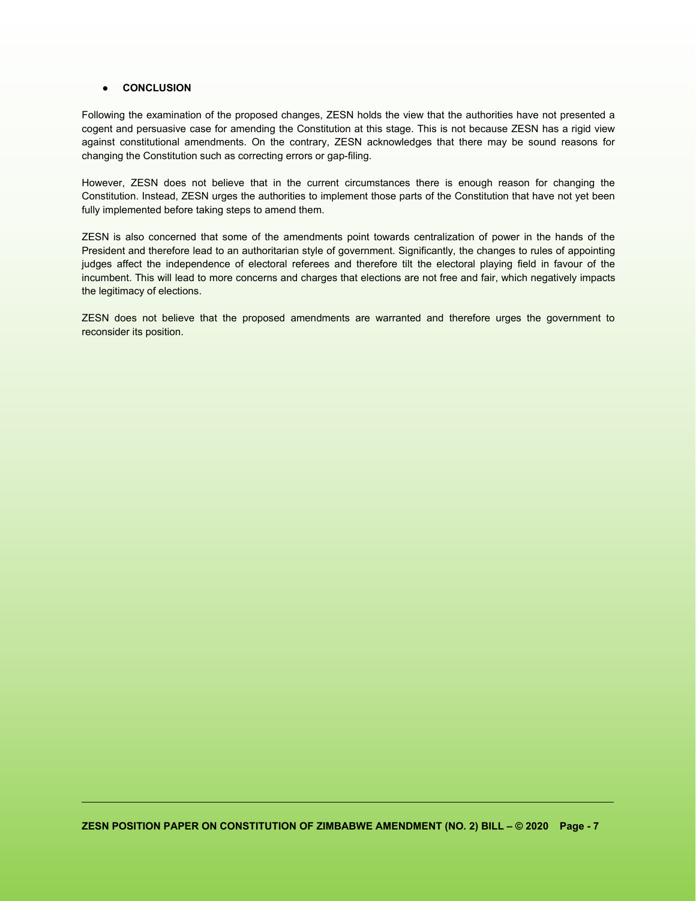- **CONCLUSION**

Following the examination of the proposed changes, ZESN holds the view that the authorities have not presented a cogent and persuasive case for amending the Constitution at this stage. This is not because ZESN has a rigid view against constitutional amendments. On the contrary, ZESN acknowledges that there may be sound reasons for changing the Constitution such as correcting errors or gap-filing.

However, ZESN does not believe that in the current circumstances there is enough reason for changing the Constitution. Instead, ZESN urges the authorities to implement those parts of the Constitution that have not yet been fully implemented before taking steps to amend them.

ZESN is also concerned that some of the amendments point towards centralization of power in the hands of the President and therefore lead to an authoritarian style of government. Significantly, the changes to rules of appointing judges affect the independence of electoral referees and therefore tilt the electoral playing field in favour of the incumbent. This will lead to more concerns and charges that elections are not free and fair, which negatively impacts the legitimacy of elections.

ZESN does not believe that the proposed amendments are warranted and therefore urges the government to reconsider its position.